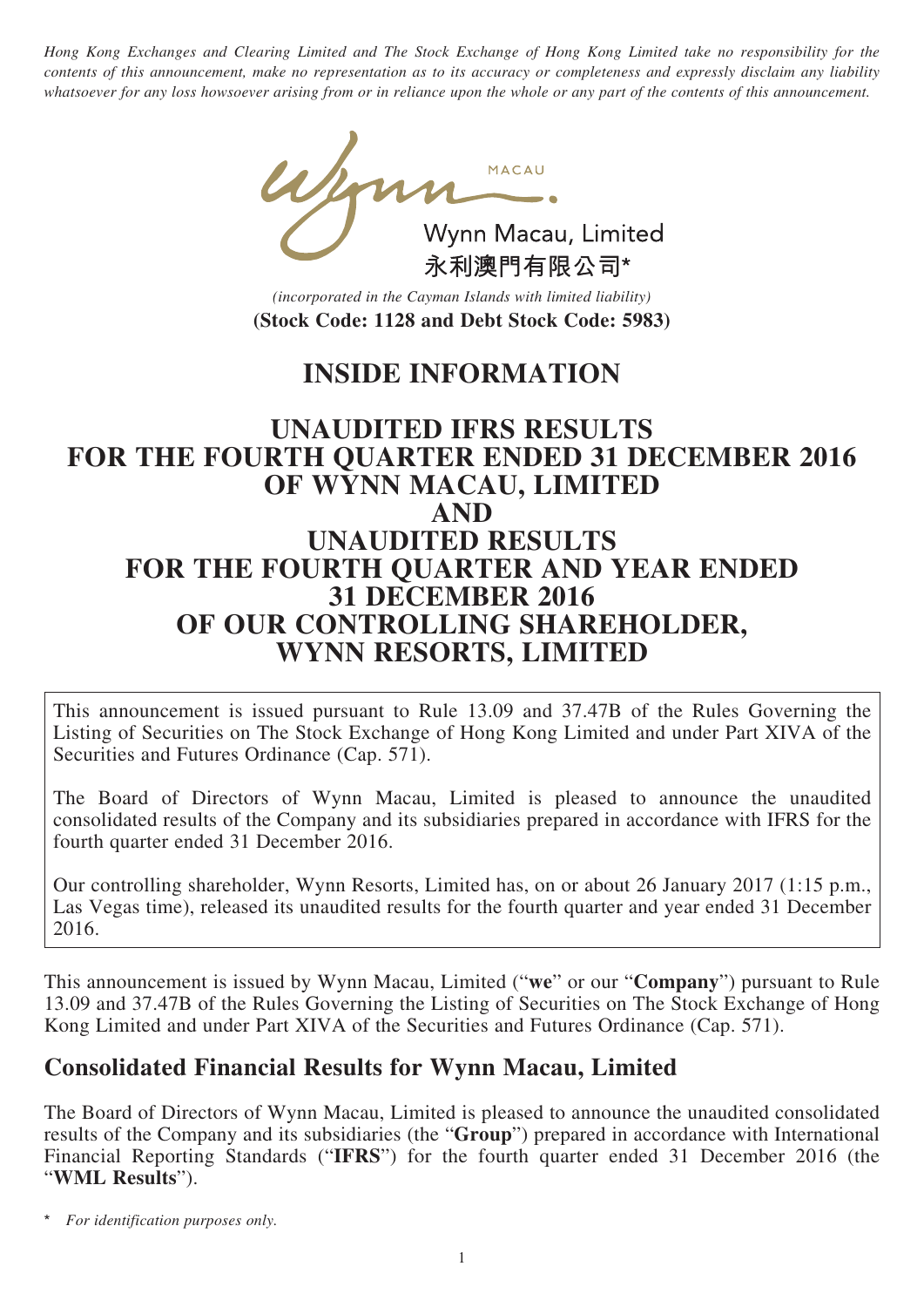*Hong Kong Exchanges and Clearing Limited and The Stock Exchange of Hong Kong Limited take no responsibility for the contents of this announcement, make no representation as to its accuracy or completeness and expressly disclaim any liability whatsoever for any loss howsoever arising from or in reliance upon the whole or any part of the contents of this announcement.*

MACAU

Wynn Macau, Limited
永利澳門有限公司*

*(incorporated in the Cayman Islands with limited liability)*
**(Stock Code: 1128 and Debt Stock Code: 5983)**

# INSIDE INFORMATION

# UNAUDITED IFRS RESULTS FOR THE FOURTH QUARTER ENDED 31 DECEMBER 2016 OF WYNN MACAU, LIMITED AND UNAUDITED RESULTS FOR THE FOURTH QUARTER AND YEAR ENDED 31 DECEMBER 2016 OF OUR CONTROLLING SHAREHOLDER, WYNN RESORTS, LIMITED

This announcement is issued pursuant to Rule 13.09 and 37.47B of the Rules Governing the Listing of Securities on The Stock Exchange of Hong Kong Limited and under Part XIVA of the Securities and Futures Ordinance (Cap. 571).

The Board of Directors of Wynn Macau, Limited is pleased to announce the unaudited consolidated results of the Company and its subsidiaries prepared in accordance with IFRS for the fourth quarter ended 31 December 2016.

Our controlling shareholder, Wynn Resorts, Limited has, on or about 26 January 2017 (1:15 p.m., Las Vegas time), released its unaudited results for the fourth quarter and year ended 31 December 2016.

This announcement is issued by Wynn Macau, Limited ("**we**" or our "**Company**") pursuant to Rule 13.09 and 37.47B of the Rules Governing the Listing of Securities on The Stock Exchange of Hong Kong Limited and under Part XIVA of the Securities and Futures Ordinance (Cap. 571).

## Consolidated Financial Results for Wynn Macau, Limited

The Board of Directors of Wynn Macau, Limited is pleased to announce the unaudited consolidated results of the Company and its subsidiaries (the "**Group**") prepared in accordance with International Financial Reporting Standards ("**IFRS**") for the fourth quarter ended 31 December 2016 (the "**WML Results**").

\* *For identification purposes only.*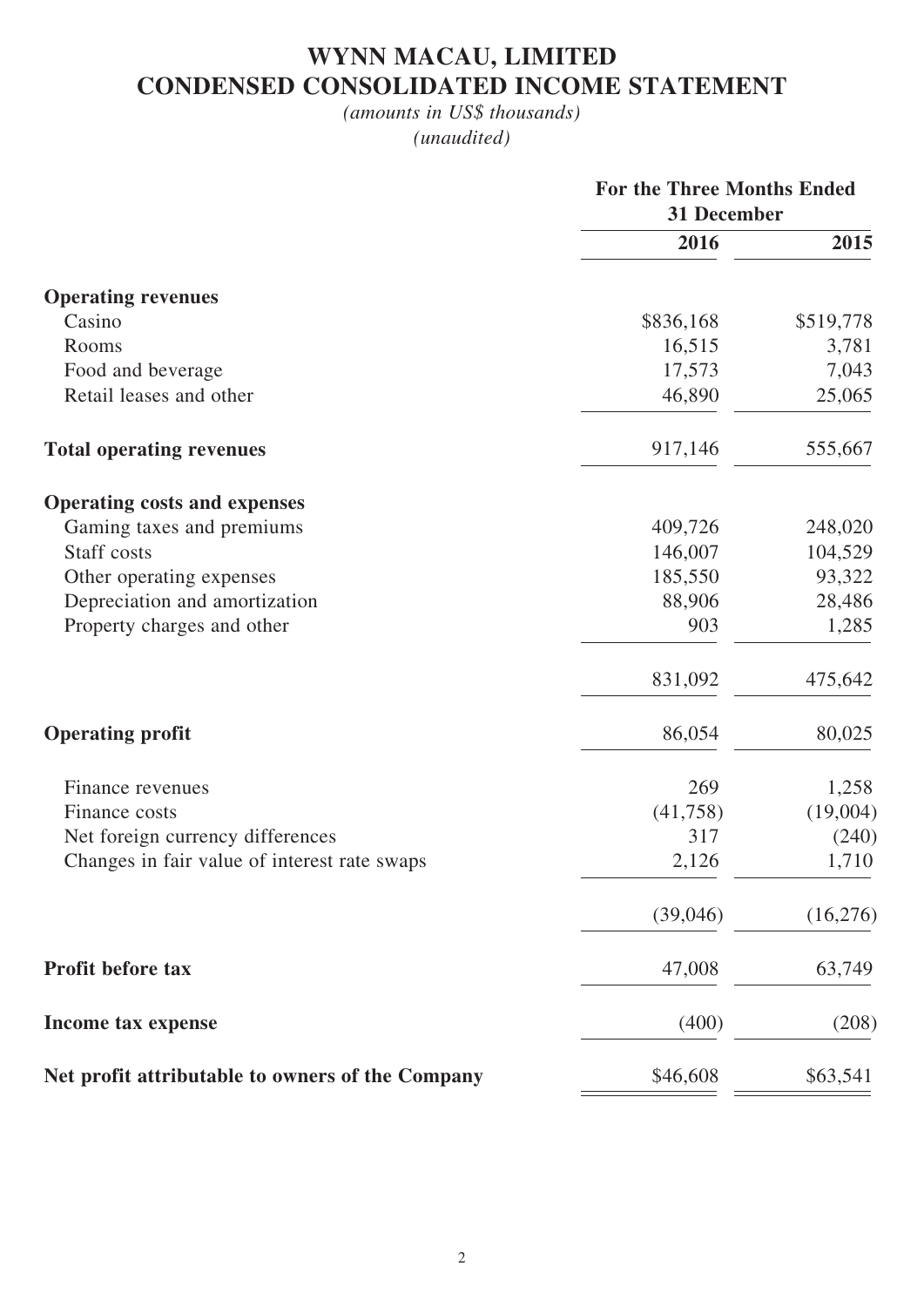# WYNN MACAU, LIMITED
# CONDENSED CONSOLIDATED INCOME STATEMENT

*(amounts in US$ thousands)*
*(unaudited)*

| | For the Three Months Ended 31 December | |
|---|---|---|
| | **2016** | **2015** |
| **Operating revenues** | | |
| Casino | $836,168 | $519,778 |
| Rooms | 16,515 | 3,781 |
| Food and beverage | 17,573 | 7,043 |
| Retail leases and other | 46,890 | 25,065 |
| **Total operating revenues** | 917,146 | 555,667 |
| **Operating costs and expenses** | | |
| Gaming taxes and premiums | 409,726 | 248,020 |
| Staff costs | 146,007 | 104,529 |
| Other operating expenses | 185,550 | 93,322 |
| Depreciation and amortization | 88,906 | 28,486 |
| Property charges and other | 903 | 1,285 |
| | 831,092 | 475,642 |
| **Operating profit** | 86,054 | 80,025 |
| Finance revenues | 269 | 1,258 |
| Finance costs | (41,758) | (19,004) |
| Net foreign currency differences | 317 | (240) |
| Changes in fair value of interest rate swaps | 2,126 | 1,710 |
| | (39,046) | (16,276) |
| **Profit before tax** | 47,008 | 63,749 |
| **Income tax expense** | (400) | (208) |
| **Net profit attributable to owners of the Company** | $46,608 | $63,541 |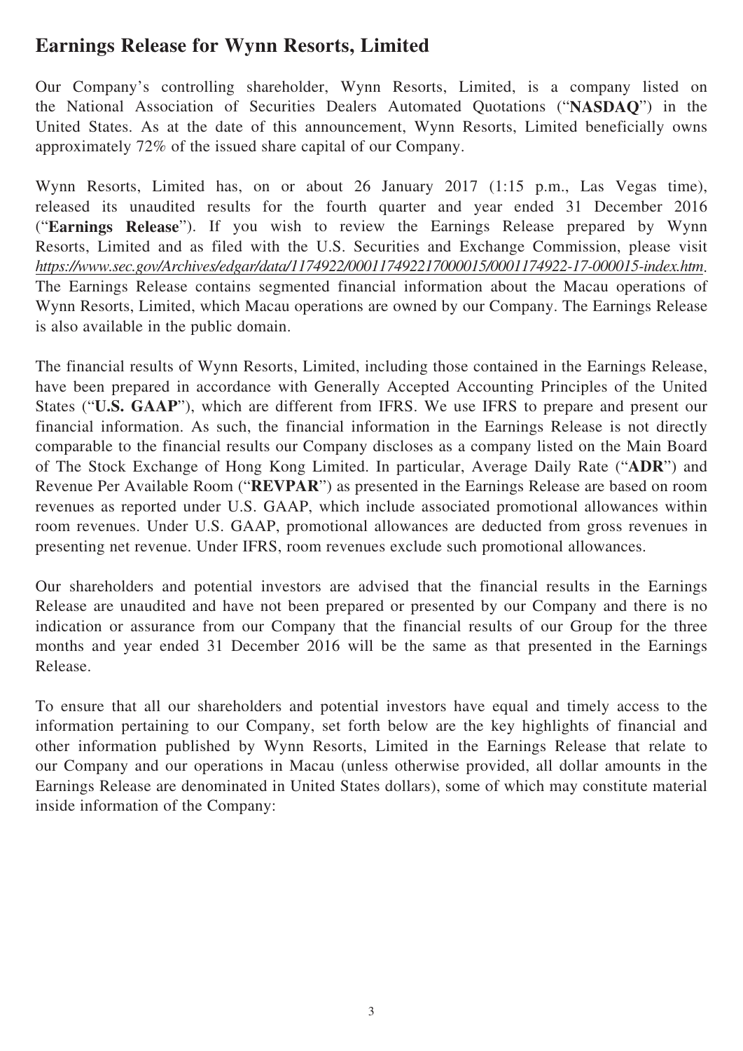## Earnings Release for Wynn Resorts, Limited

Our Company's controlling shareholder, Wynn Resorts, Limited, is a company listed on the National Association of Securities Dealers Automated Quotations ("**NASDAQ**") in the United States. As at the date of this announcement, Wynn Resorts, Limited beneficially owns approximately 72% of the issued share capital of our Company.

Wynn Resorts, Limited has, on or about 26 January 2017 (1:15 p.m., Las Vegas time), released its unaudited results for the fourth quarter and year ended 31 December 2016 ("**Earnings Release**"). If you wish to review the Earnings Release prepared by Wynn Resorts, Limited and as filed with the U.S. Securities and Exchange Commission, please visit *https://www.sec.gov/Archives/edgar/data/1174922/000117492217000015/0001174922-17-000015-index.htm*. The Earnings Release contains segmented financial information about the Macau operations of Wynn Resorts, Limited, which Macau operations are owned by our Company. The Earnings Release is also available in the public domain.

The financial results of Wynn Resorts, Limited, including those contained in the Earnings Release, have been prepared in accordance with Generally Accepted Accounting Principles of the United States ("**U.S. GAAP**"), which are different from IFRS. We use IFRS to prepare and present our financial information. As such, the financial information in the Earnings Release is not directly comparable to the financial results our Company discloses as a company listed on the Main Board of The Stock Exchange of Hong Kong Limited. In particular, Average Daily Rate ("**ADR**") and Revenue Per Available Room ("**REVPAR**") as presented in the Earnings Release are based on room revenues as reported under U.S. GAAP, which include associated promotional allowances within room revenues. Under U.S. GAAP, promotional allowances are deducted from gross revenues in presenting net revenue. Under IFRS, room revenues exclude such promotional allowances.

Our shareholders and potential investors are advised that the financial results in the Earnings Release are unaudited and have not been prepared or presented by our Company and there is no indication or assurance from our Company that the financial results of our Group for the three months and year ended 31 December 2016 will be the same as that presented in the Earnings Release.

To ensure that all our shareholders and potential investors have equal and timely access to the information pertaining to our Company, set forth below are the key highlights of financial and other information published by Wynn Resorts, Limited in the Earnings Release that relate to our Company and our operations in Macau (unless otherwise provided, all dollar amounts in the Earnings Release are denominated in United States dollars), some of which may constitute material inside information of the Company: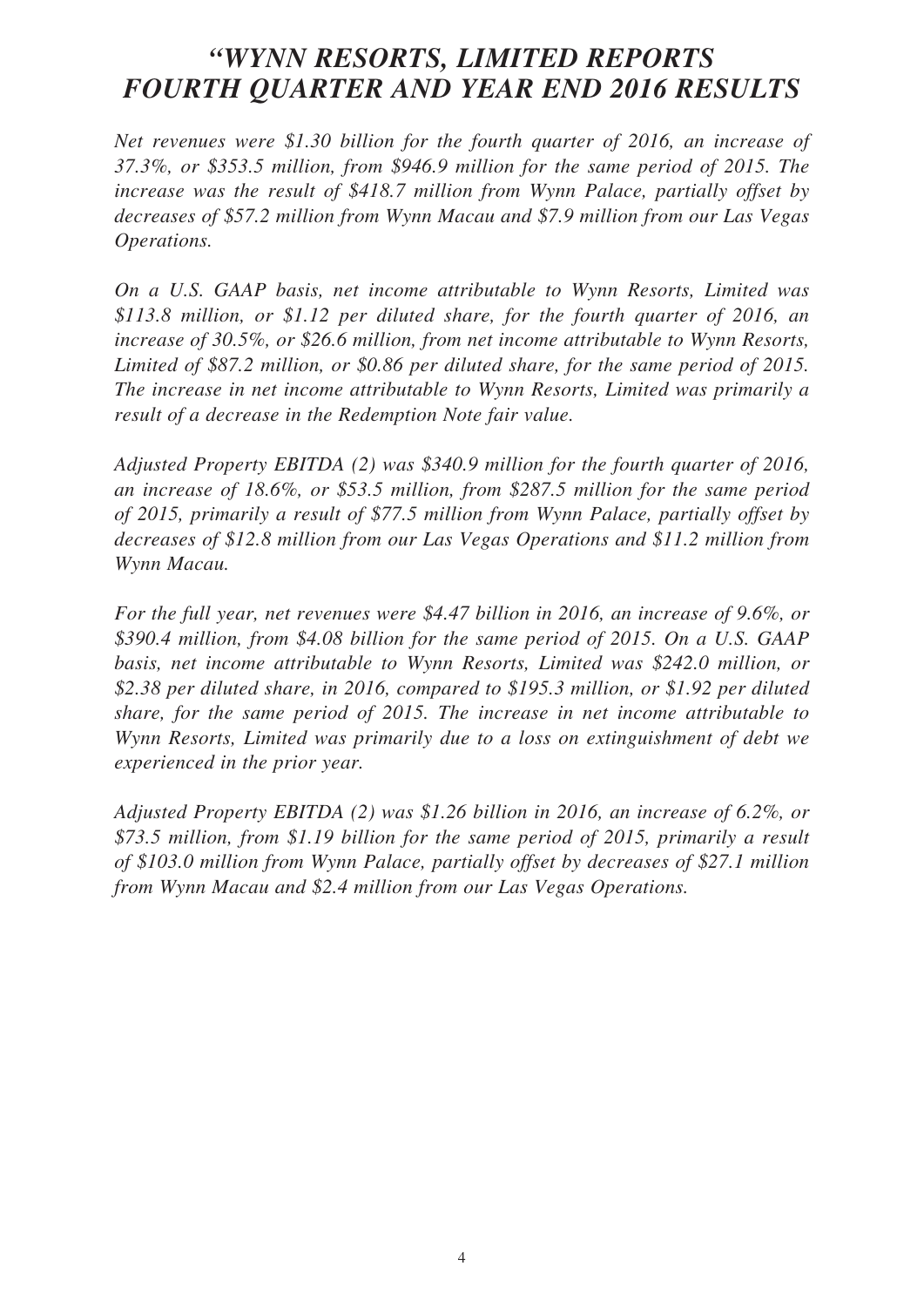# *"WYNN RESORTS, LIMITED REPORTS FOURTH QUARTER AND YEAR END 2016 RESULTS*

*Net revenues were $1.30 billion for the fourth quarter of 2016, an increase of 37.3%, or $353.5 million, from $946.9 million for the same period of 2015. The increase was the result of $418.7 million from Wynn Palace, partially offset by decreases of $57.2 million from Wynn Macau and $7.9 million from our Las Vegas Operations.*

*On a U.S. GAAP basis, net income attributable to Wynn Resorts, Limited was $113.8 million, or $1.12 per diluted share, for the fourth quarter of 2016, an increase of 30.5%, or $26.6 million, from net income attributable to Wynn Resorts, Limited of $87.2 million, or $0.86 per diluted share, for the same period of 2015. The increase in net income attributable to Wynn Resorts, Limited was primarily a result of a decrease in the Redemption Note fair value.*

*Adjusted Property EBITDA (2) was $340.9 million for the fourth quarter of 2016, an increase of 18.6%, or $53.5 million, from $287.5 million for the same period of 2015, primarily a result of $77.5 million from Wynn Palace, partially offset by decreases of $12.8 million from our Las Vegas Operations and $11.2 million from Wynn Macau.*

*For the full year, net revenues were $4.47 billion in 2016, an increase of 9.6%, or $390.4 million, from $4.08 billion for the same period of 2015. On a U.S. GAAP basis, net income attributable to Wynn Resorts, Limited was $242.0 million, or $2.38 per diluted share, in 2016, compared to $195.3 million, or $1.92 per diluted share, for the same period of 2015. The increase in net income attributable to Wynn Resorts, Limited was primarily due to a loss on extinguishment of debt we experienced in the prior year.*

*Adjusted Property EBITDA (2) was $1.26 billion in 2016, an increase of 6.2%, or $73.5 million, from $1.19 billion for the same period of 2015, primarily a result of $103.0 million from Wynn Palace, partially offset by decreases of $27.1 million from Wynn Macau and $2.4 million from our Las Vegas Operations.*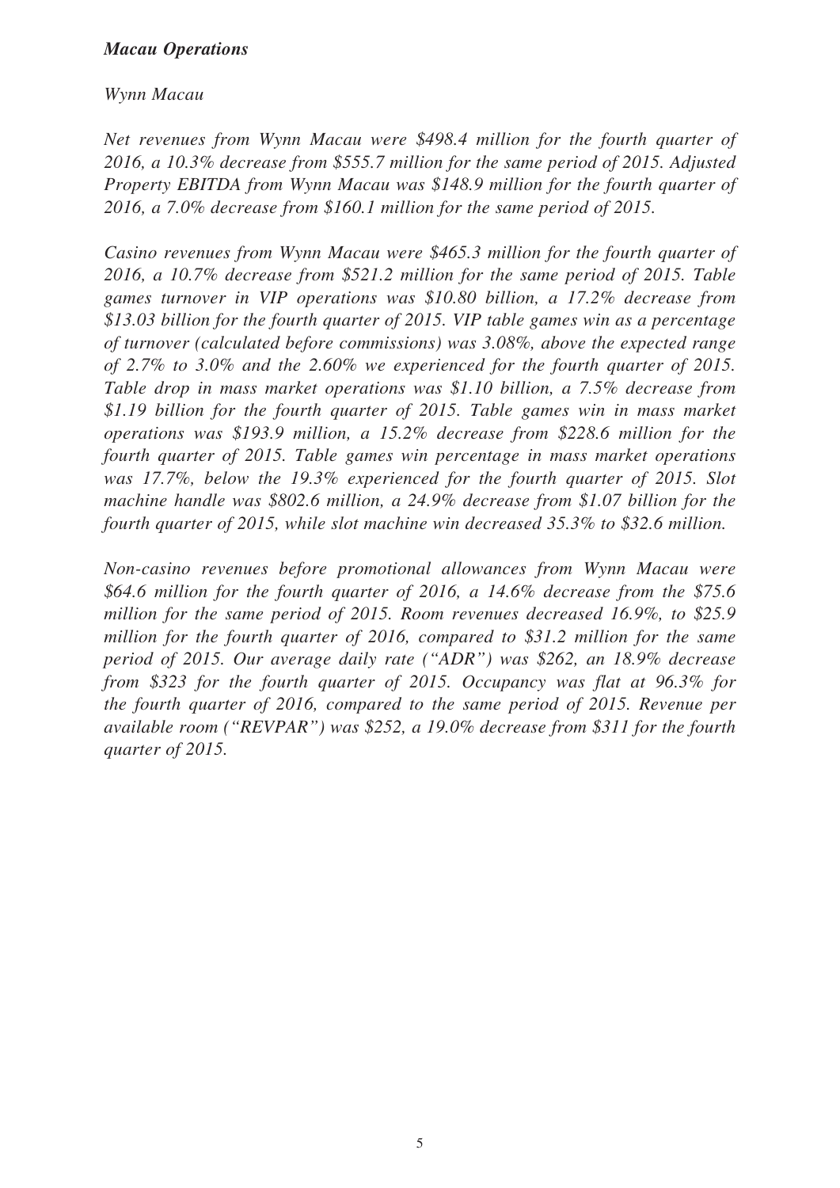***Macau Operations***

*Wynn Macau*

*Net revenues from Wynn Macau were $498.4 million for the fourth quarter of 2016, a 10.3% decrease from $555.7 million for the same period of 2015. Adjusted Property EBITDA from Wynn Macau was $148.9 million for the fourth quarter of 2016, a 7.0% decrease from $160.1 million for the same period of 2015.*

*Casino revenues from Wynn Macau were $465.3 million for the fourth quarter of 2016, a 10.7% decrease from $521.2 million for the same period of 2015. Table games turnover in VIP operations was $10.80 billion, a 17.2% decrease from $13.03 billion for the fourth quarter of 2015. VIP table games win as a percentage of turnover (calculated before commissions) was 3.08%, above the expected range of 2.7% to 3.0% and the 2.60% we experienced for the fourth quarter of 2015. Table drop in mass market operations was $1.10 billion, a 7.5% decrease from $1.19 billion for the fourth quarter of 2015. Table games win in mass market operations was $193.9 million, a 15.2% decrease from $228.6 million for the fourth quarter of 2015. Table games win percentage in mass market operations was 17.7%, below the 19.3% experienced for the fourth quarter of 2015. Slot machine handle was $802.6 million, a 24.9% decrease from $1.07 billion for the fourth quarter of 2015, while slot machine win decreased 35.3% to $32.6 million.*

*Non-casino revenues before promotional allowances from Wynn Macau were $64.6 million for the fourth quarter of 2016, a 14.6% decrease from the $75.6 million for the same period of 2015. Room revenues decreased 16.9%, to $25.9 million for the fourth quarter of 2016, compared to $31.2 million for the same period of 2015. Our average daily rate ("ADR") was $262, an 18.9% decrease from $323 for the fourth quarter of 2015. Occupancy was flat at 96.3% for the fourth quarter of 2016, compared to the same period of 2015. Revenue per available room ("REVPAR") was $252, a 19.0% decrease from $311 for the fourth quarter of 2015.*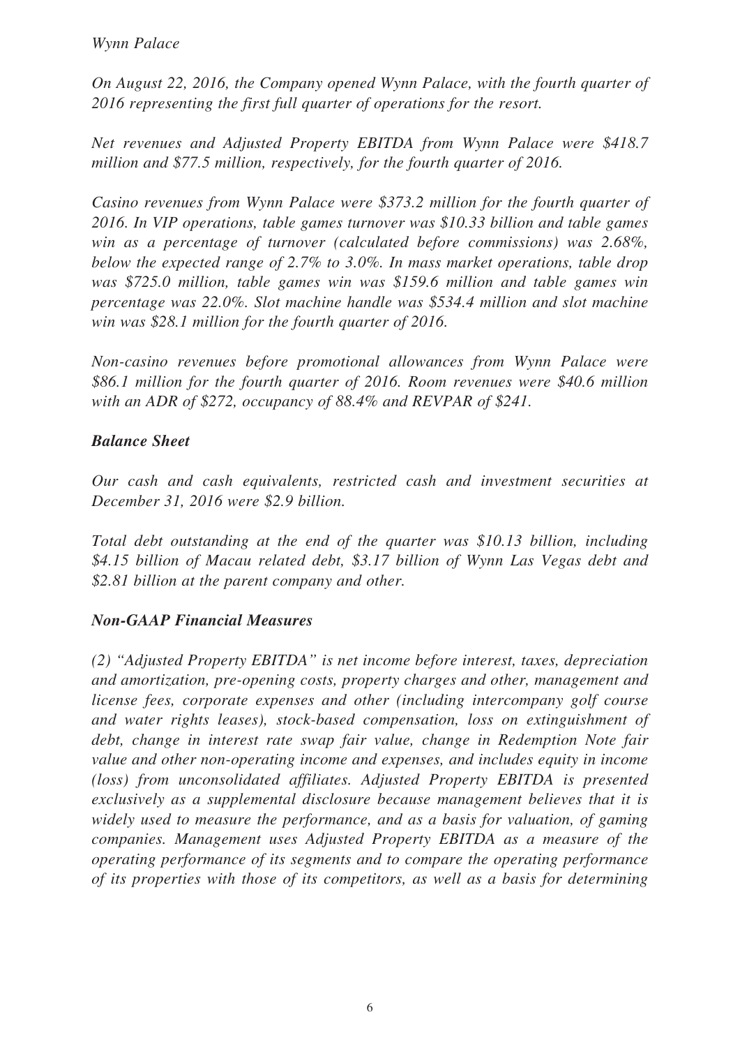*Wynn Palace*

*On August 22, 2016, the Company opened Wynn Palace, with the fourth quarter of 2016 representing the first full quarter of operations for the resort.*

*Net revenues and Adjusted Property EBITDA from Wynn Palace were $418.7 million and $77.5 million, respectively, for the fourth quarter of 2016.*

*Casino revenues from Wynn Palace were $373.2 million for the fourth quarter of 2016. In VIP operations, table games turnover was $10.33 billion and table games win as a percentage of turnover (calculated before commissions) was 2.68%, below the expected range of 2.7% to 3.0%. In mass market operations, table drop was $725.0 million, table games win was $159.6 million and table games win percentage was 22.0%. Slot machine handle was $534.4 million and slot machine win was $28.1 million for the fourth quarter of 2016.*

*Non-casino revenues before promotional allowances from Wynn Palace were $86.1 million for the fourth quarter of 2016. Room revenues were $40.6 million with an ADR of $272, occupancy of 88.4% and REVPAR of $241.*

***Balance Sheet***

*Our cash and cash equivalents, restricted cash and investment securities at December 31, 2016 were $2.9 billion.*

*Total debt outstanding at the end of the quarter was $10.13 billion, including $4.15 billion of Macau related debt, $3.17 billion of Wynn Las Vegas debt and $2.81 billion at the parent company and other.*

***Non-GAAP Financial Measures***

*(2) "Adjusted Property EBITDA" is net income before interest, taxes, depreciation and amortization, pre-opening costs, property charges and other, management and license fees, corporate expenses and other (including intercompany golf course and water rights leases), stock-based compensation, loss on extinguishment of debt, change in interest rate swap fair value, change in Redemption Note fair value and other non-operating income and expenses, and includes equity in income (loss) from unconsolidated affiliates. Adjusted Property EBITDA is presented exclusively as a supplemental disclosure because management believes that it is widely used to measure the performance, and as a basis for valuation, of gaming companies. Management uses Adjusted Property EBITDA as a measure of the operating performance of its segments and to compare the operating performance of its properties with those of its competitors, as well as a basis for determining*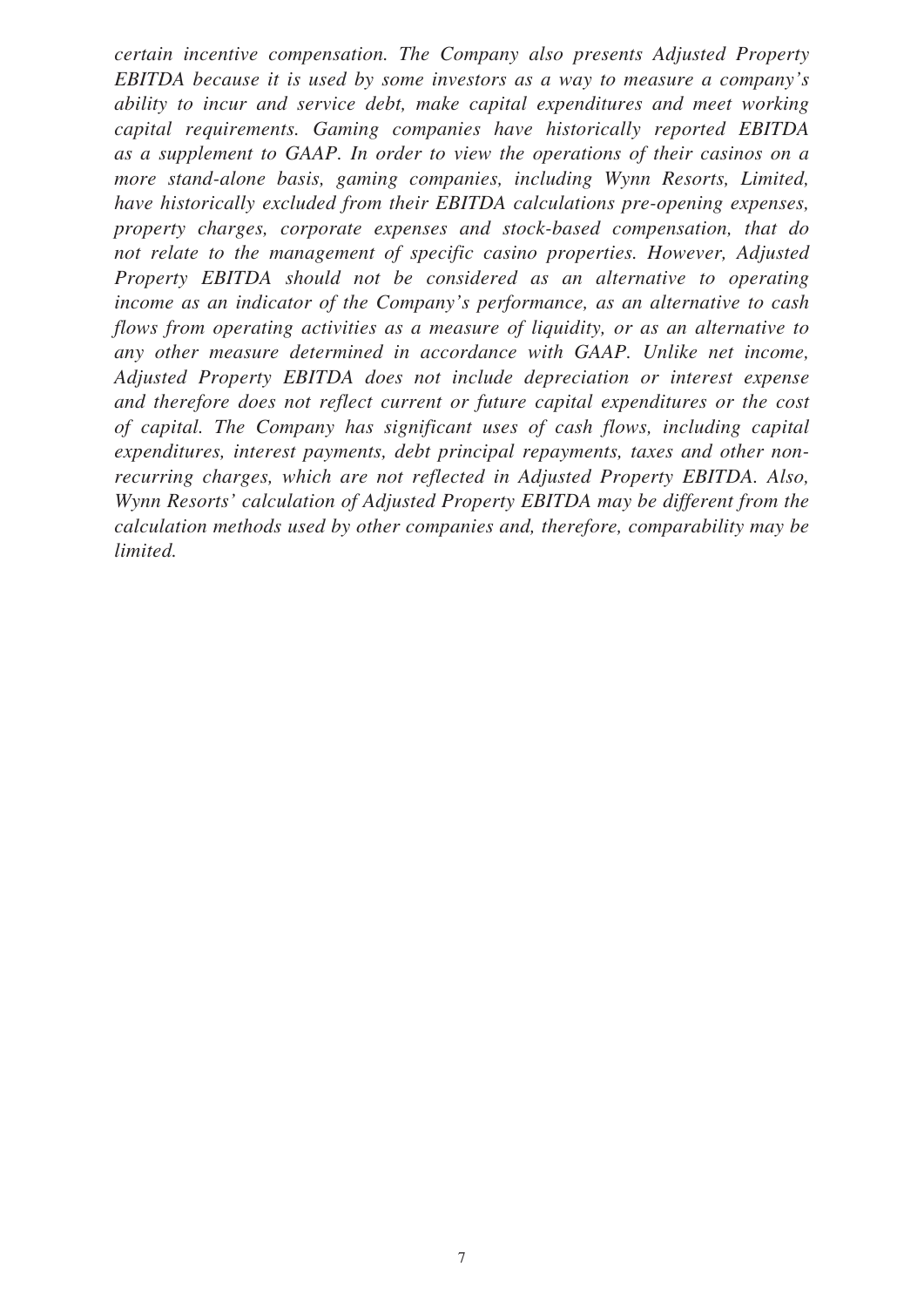*certain incentive compensation. The Company also presents Adjusted Property EBITDA because it is used by some investors as a way to measure a company's ability to incur and service debt, make capital expenditures and meet working capital requirements. Gaming companies have historically reported EBITDA as a supplement to GAAP. In order to view the operations of their casinos on a more stand-alone basis, gaming companies, including Wynn Resorts, Limited, have historically excluded from their EBITDA calculations pre-opening expenses, property charges, corporate expenses and stock-based compensation, that do not relate to the management of specific casino properties. However, Adjusted Property EBITDA should not be considered as an alternative to operating income as an indicator of the Company's performance, as an alternative to cash flows from operating activities as a measure of liquidity, or as an alternative to any other measure determined in accordance with GAAP. Unlike net income, Adjusted Property EBITDA does not include depreciation or interest expense and therefore does not reflect current or future capital expenditures or the cost of capital. The Company has significant uses of cash flows, including capital expenditures, interest payments, debt principal repayments, taxes and other non-recurring charges, which are not reflected in Adjusted Property EBITDA. Also, Wynn Resorts' calculation of Adjusted Property EBITDA may be different from the calculation methods used by other companies and, therefore, comparability may be limited.*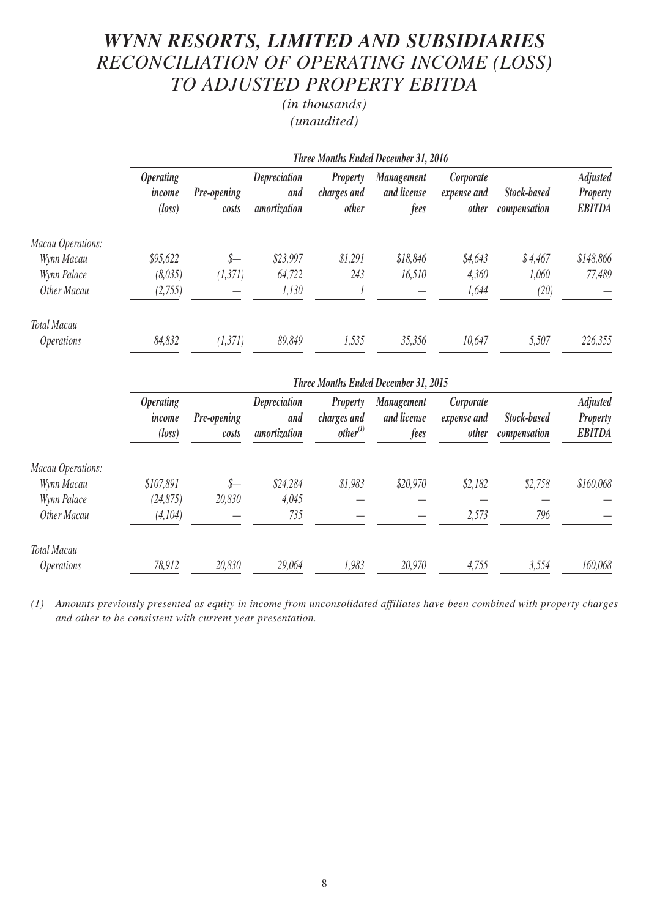# *WYNN RESORTS, LIMITED AND SUBSIDIARIES*
## *RECONCILIATION OF OPERATING INCOME (LOSS) TO ADJUSTED PROPERTY EBITDA*

*(in thousands)*
*(unaudited)*

| | *Three Months Ended December 31, 2016* | | | | | | | |
|---|---|---|---|---|---|---|---|---|
| | ***Operating income (loss)*** | ***Pre-opening costs*** | ***Depreciation and amortization*** | ***Property charges and other*** | ***Management and license fees*** | ***Corporate expense and other*** | ***Stock-based compensation*** | ***Adjusted Property EBITDA*** |
| *Macau Operations:* | | | | | | | | |
| *Wynn Macau* | $95,622 | $— | $23,997 | $1,291 | $18,846 | $4,643 | $ 4,467 | $148,866 |
| *Wynn Palace* | (8,035) | (1,371) | 64,722 | 243 | 16,510 | 4,360 | 1,060 | 77,489 |
| *Other Macau* | (2,755) | — | 1,130 | 1 | — | 1,644 | (20) | — |
| *Total Macau Operations* | 84,832 | (1,371) | 89,849 | 1,535 | 35,356 | 10,647 | 5,507 | 226,355 |

| | *Three Months Ended December 31, 2015* | | | | | | | |
|---|---|---|---|---|---|---|---|---|
| | ***Operating income (loss)*** | ***Pre-opening costs*** | ***Depreciation and amortization*** | ***Property charges and other[(1)]*** | ***Management and license fees*** | ***Corporate expense and other*** | ***Stock-based compensation*** | ***Adjusted Property EBITDA*** |
| *Macau Operations:* | | | | | | | | |
| *Wynn Macau* | $107,891 | $— | $24,284 | $1,983 | $20,970 | $2,182 | $2,758 | $160,068 |
| *Wynn Palace* | (24,875) | 20,830 | 4,045 | — | — | — | — | — |
| *Other Macau* | (4,104) | — | 735 | — | — | 2,573 | 796 | — |
| *Total Macau Operations* | 78,912 | 20,830 | 29,064 | 1,983 | 20,970 | 4,755 | 3,554 | 160,068 |

*(1) Amounts previously presented as equity in income from unconsolidated affiliates have been combined with property charges and other to be consistent with current year presentation.*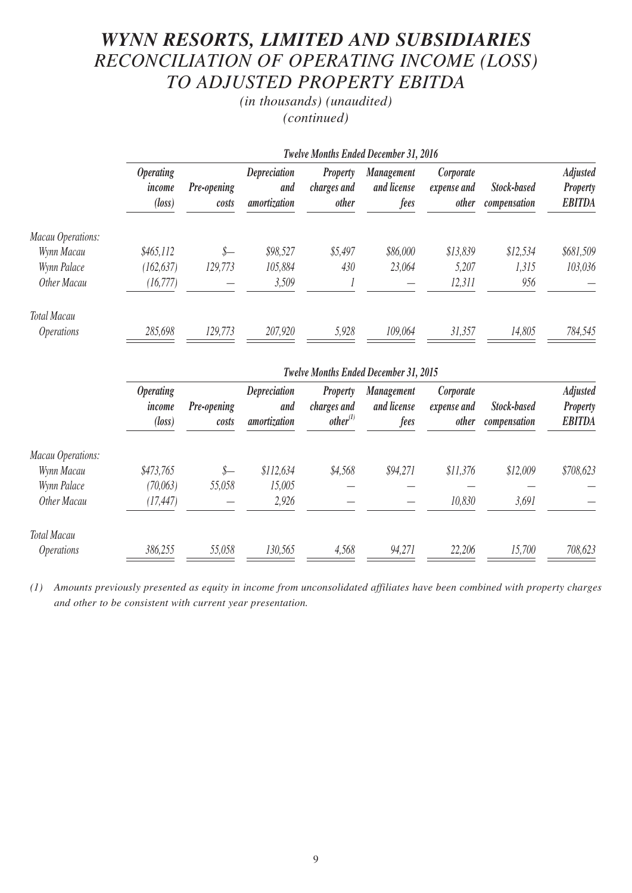# *WYNN RESORTS, LIMITED AND SUBSIDIARIES*
## *RECONCILIATION OF OPERATING INCOME (LOSS) TO ADJUSTED PROPERTY EBITDA*

*(in thousands) (unaudited)*
*(continued)*

| | *Twelve Months Ended December 31, 2016* | | | | | | | |
|---|---|---|---|---|---|---|---|---|
| | ***Operating income (loss)*** | ***Pre-opening costs*** | ***Depreciation and amortization*** | ***Property charges and other*** | ***Management and license fees*** | ***Corporate expense and other*** | ***Stock-based compensation*** | ***Adjusted Property EBITDA*** |
| *Macau Operations:* | | | | | | | | |
| *Wynn Macau* | *$465,112* | *$—* | *$98,527* | *$5,497* | *$86,000* | *$13,839* | *$12,534* | *$681,509* |
| *Wynn Palace* | *(162,637)* | *129,773* | *105,884* | *430* | *23,064* | *5,207* | *1,315* | *103,036* |
| *Other Macau* | *(16,777)* | *—* | *3,509* | *1* | *—* | *12,311* | *956* | *—* |
| *Total Macau Operations* | *285,698* | *129,773* | *207,920* | *5,928* | *109,064* | *31,357* | *14,805* | *784,545* |

| | *Twelve Months Ended December 31, 2015* | | | | | | | |
|---|---|---|---|---|---|---|---|---|
| | ***Operating income (loss)*** | ***Pre-opening costs*** | ***Depreciation and amortization*** | ***Property charges and other[(1)]*** | ***Management and license fees*** | ***Corporate expense and other*** | ***Stock-based compensation*** | ***Adjusted Property EBITDA*** |
| *Macau Operations:* | | | | | | | | |
| *Wynn Macau* | *$473,765* | *$—* | *$112,634* | *$4,568* | *$94,271* | *$11,376* | *$12,009* | *$708,623* |
| *Wynn Palace* | *(70,063)* | *55,058* | *15,005* | *—* | *—* | *—* | *—* | *—* |
| *Other Macau* | *(17,447)* | *—* | *2,926* | *—* | *—* | *10,830* | *3,691* | *—* |
| *Total Macau Operations* | *386,255* | *55,058* | *130,565* | *4,568* | *94,271* | *22,206* | *15,700* | *708,623* |

*(1) Amounts previously presented as equity in income from unconsolidated affiliates have been combined with property charges and other to be consistent with current year presentation.*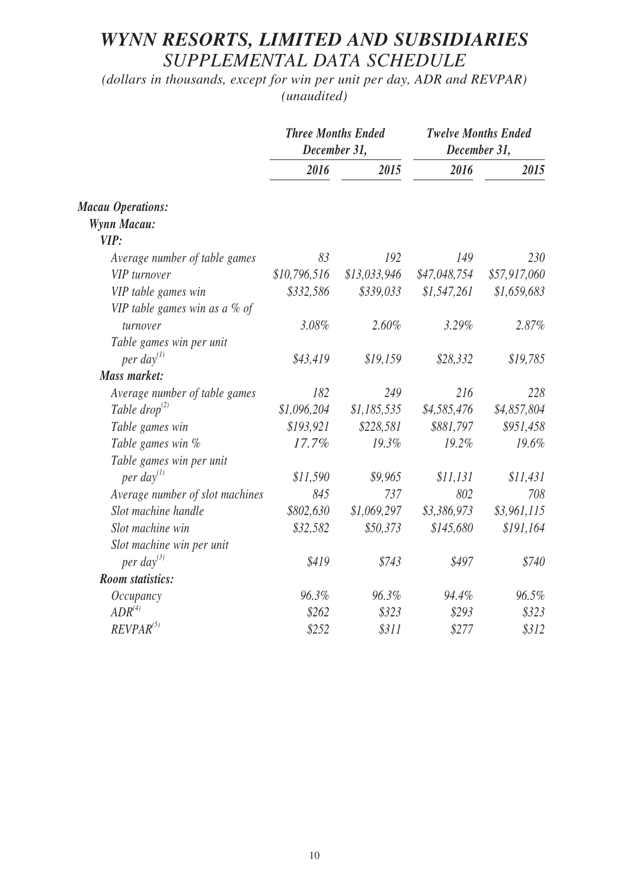# *WYNN RESORTS, LIMITED AND SUBSIDIARIES*

## *SUPPLEMENTAL DATA SCHEDULE*

*(dollars in thousands, except for win per unit per day, ADR and REVPAR)*
*(unaudited)*

| | *Three Months Ended December 31,* | | *Twelve Months Ended December 31,* | |
|---|---|---|---|---|
| | *2016* | *2015* | *2016* | *2015* |
| ***Macau Operations:*** | | | | |
| ***Wynn Macau:*** | | | | |
| ***VIP:*** | | | | |
| *Average number of table games* | *83* | *192* | *149* | *230* |
| *VIP turnover* | *$10,796,516* | *$13,033,946* | *$47,048,754* | *$57,917,060* |
| *VIP table games win* | *$332,586* | *$339,033* | *$1,547,261* | *$1,659,683* |
| *VIP table games win as a % of turnover* | *3.08%* | *2.60%* | *3.29%* | *2.87%* |
| *Table games win per unit per day[(1)]* | *$43,419* | *$19,159* | *$28,332* | *$19,785* |
| ***Mass market:*** | | | | |
| *Average number of table games* | *182* | *249* | *216* | *228* |
| *Table drop[(2)]* | *$1,096,204* | *$1,185,535* | *$4,585,476* | *$4,857,804* |
| *Table games win* | *$193,921* | *$228,581* | *$881,797* | *$951,458* |
| *Table games win %* | *17.7%* | *19.3%* | *19.2%* | *19.6%* |
| *Table games win per unit per day[(1)]* | *$11,590* | *$9,965* | *$11,131* | *$11,431* |
| *Average number of slot machines* | *845* | *737* | *802* | *708* |
| *Slot machine handle* | *$802,630* | *$1,069,297* | *$3,386,973* | *$3,961,115* |
| *Slot machine win* | *$32,582* | *$50,373* | *$145,680* | *$191,164* |
| *Slot machine win per unit per day[(3)]* | *$419* | *$743* | *$497* | *$740* |
| ***Room statistics:*** | | | | |
| *Occupancy* | *96.3%* | *96.3%* | *94.4%* | *96.5%* |
| *ADR[(4)]* | *$262* | *$323* | *$293* | *$323* |
| *REVPAR[(5)]* | *$252* | *$311* | *$277* | *$312* |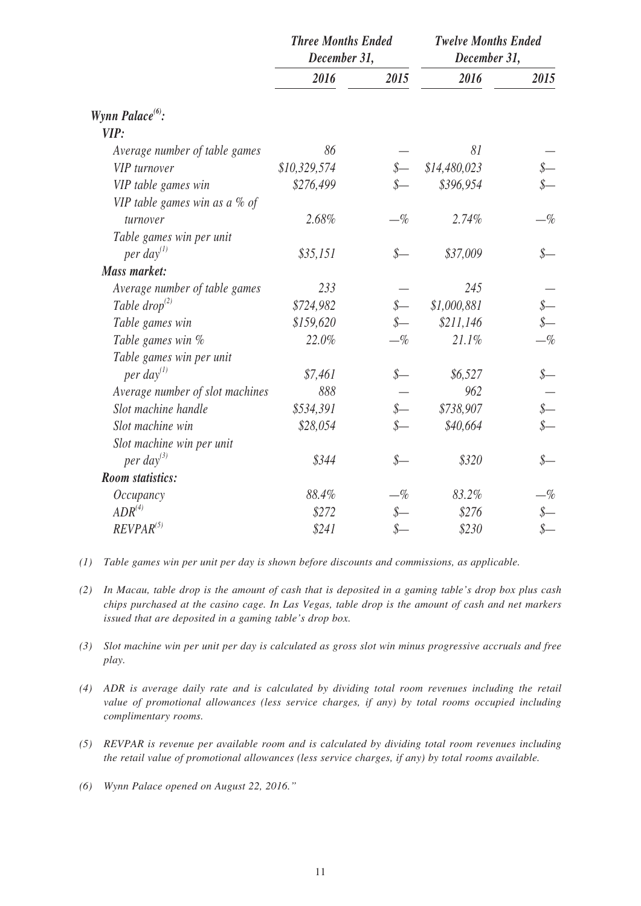| | *Three Months Ended December 31,* | | *Twelve Months Ended December 31,* | |
|---|---|---|---|---|
| | *2016* | *2015* | *2016* | *2015* |
| ***Wynn Palace[(6)]:*** | | | | |
| ***VIP:*** | | | | |
| *Average number of table games* | *86* | *—* | *81* | *—* |
| *VIP turnover* | *$10,329,574* | *$—* | *$14,480,023* | *$—* |
| *VIP table games win* | *$276,499* | *$—* | *$396,954* | *$—* |
| *VIP table games win as a % of turnover* | *2.68%* | *—%* | *2.74%* | *—%* |
| *Table games win per unit per day[(1)]* | *$35,151* | *$—* | *$37,009* | *$—* |
| ***Mass market:*** | | | | |
| *Average number of table games* | *233* | *—* | *245* | *—* |
| *Table drop[(2)]* | *$724,982* | *$—* | *$1,000,881* | *$—* |
| *Table games win* | *$159,620* | *$—* | *$211,146* | *$—* |
| *Table games win %* | *22.0%* | *—%* | *21.1%* | *—%* |
| *Table games win per unit per day[(1)]* | *$7,461* | *$—* | *$6,527* | *$—* |
| *Average number of slot machines* | *888* | *—* | *962* | *—* |
| *Slot machine handle* | *$534,391* | *$—* | *$738,907* | *$—* |
| *Slot machine win* | *$28,054* | *$—* | *$40,664* | *$—* |
| *Slot machine win per unit per day[(3)]* | *$344* | *$—* | *$320* | *$—* |
| ***Room statistics:*** | | | | |
| *Occupancy* | *88.4%* | *—%* | *83.2%* | *—%* |
| *ADR[(4)]* | *$272* | *$—* | *$276* | *$—* |
| *REVPAR[(5)]* | *$241* | *$—* | *$230* | *$—* |

*(1) Table games win per unit per day is shown before discounts and commissions, as applicable.*

*(2) In Macau, table drop is the amount of cash that is deposited in a gaming table's drop box plus cash chips purchased at the casino cage. In Las Vegas, table drop is the amount of cash and net markers issued that are deposited in a gaming table's drop box.*

*(3) Slot machine win per unit per day is calculated as gross slot win minus progressive accruals and free play.*

*(4) ADR is average daily rate and is calculated by dividing total room revenues including the retail value of promotional allowances (less service charges, if any) by total rooms occupied including complimentary rooms.*

*(5) REVPAR is revenue per available room and is calculated by dividing total room revenues including the retail value of promotional allowances (less service charges, if any) by total rooms available.*

*(6) Wynn Palace opened on August 22, 2016."*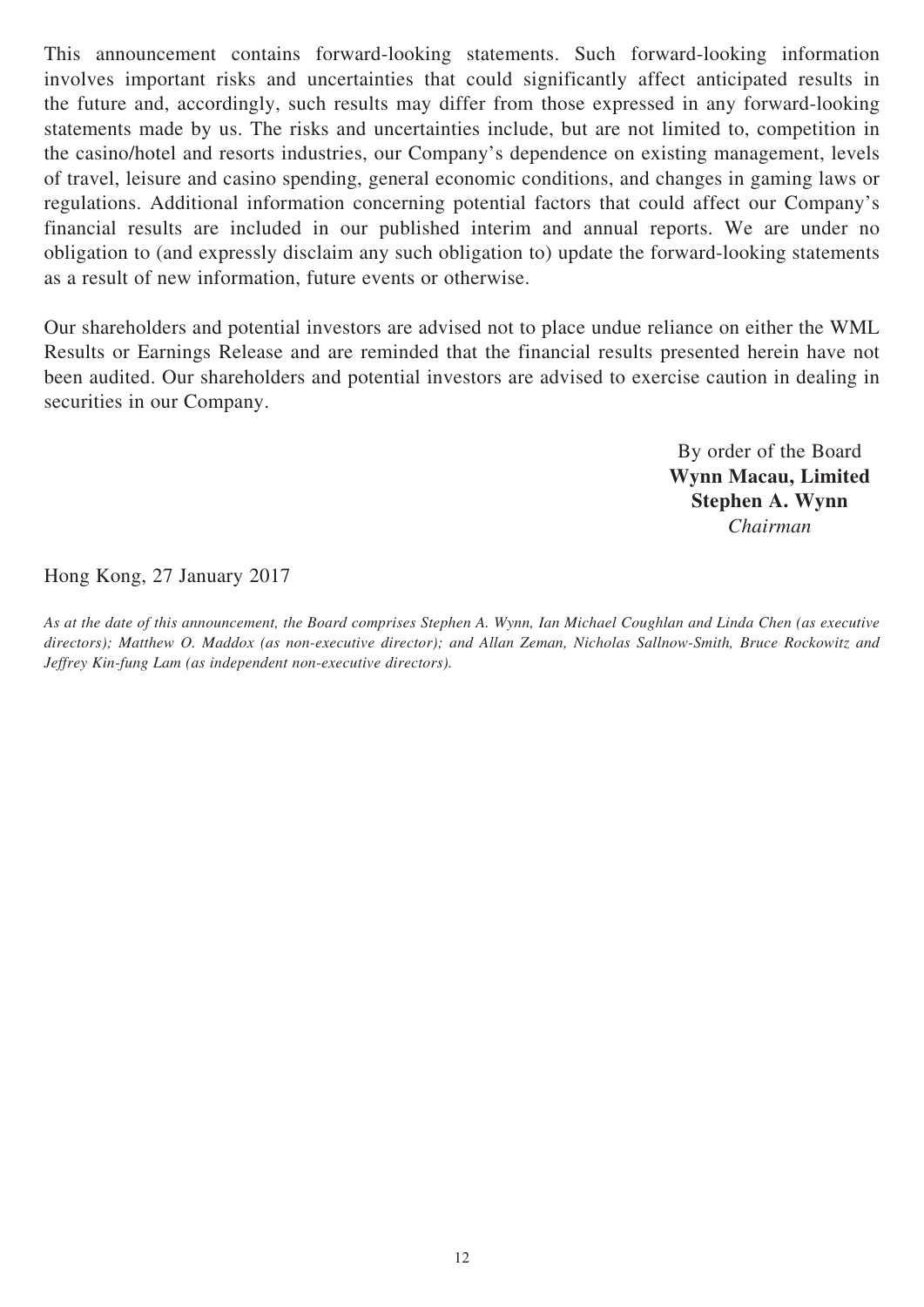This announcement contains forward-looking statements. Such forward-looking information involves important risks and uncertainties that could significantly affect anticipated results in the future and, accordingly, such results may differ from those expressed in any forward-looking statements made by us. The risks and uncertainties include, but are not limited to, competition in the casino/hotel and resorts industries, our Company's dependence on existing management, levels of travel, leisure and casino spending, general economic conditions, and changes in gaming laws or regulations. Additional information concerning potential factors that could affect our Company's financial results are included in our published interim and annual reports. We are under no obligation to (and expressly disclaim any such obligation to) update the forward-looking statements as a result of new information, future events or otherwise.

Our shareholders and potential investors are advised not to place undue reliance on either the WML Results or Earnings Release and are reminded that the financial results presented herein have not been audited. Our shareholders and potential investors are advised to exercise caution in dealing in securities in our Company.

By order of the Board
**Wynn Macau, Limited**
**Stephen A. Wynn**
*Chairman*

Hong Kong, 27 January 2017

*As at the date of this announcement, the Board comprises Stephen A. Wynn, Ian Michael Coughlan and Linda Chen (as executive directors); Matthew O. Maddox (as non-executive director); and Allan Zeman, Nicholas Sallnow-Smith, Bruce Rockowitz and Jeffrey Kin-fung Lam (as independent non-executive directors).*